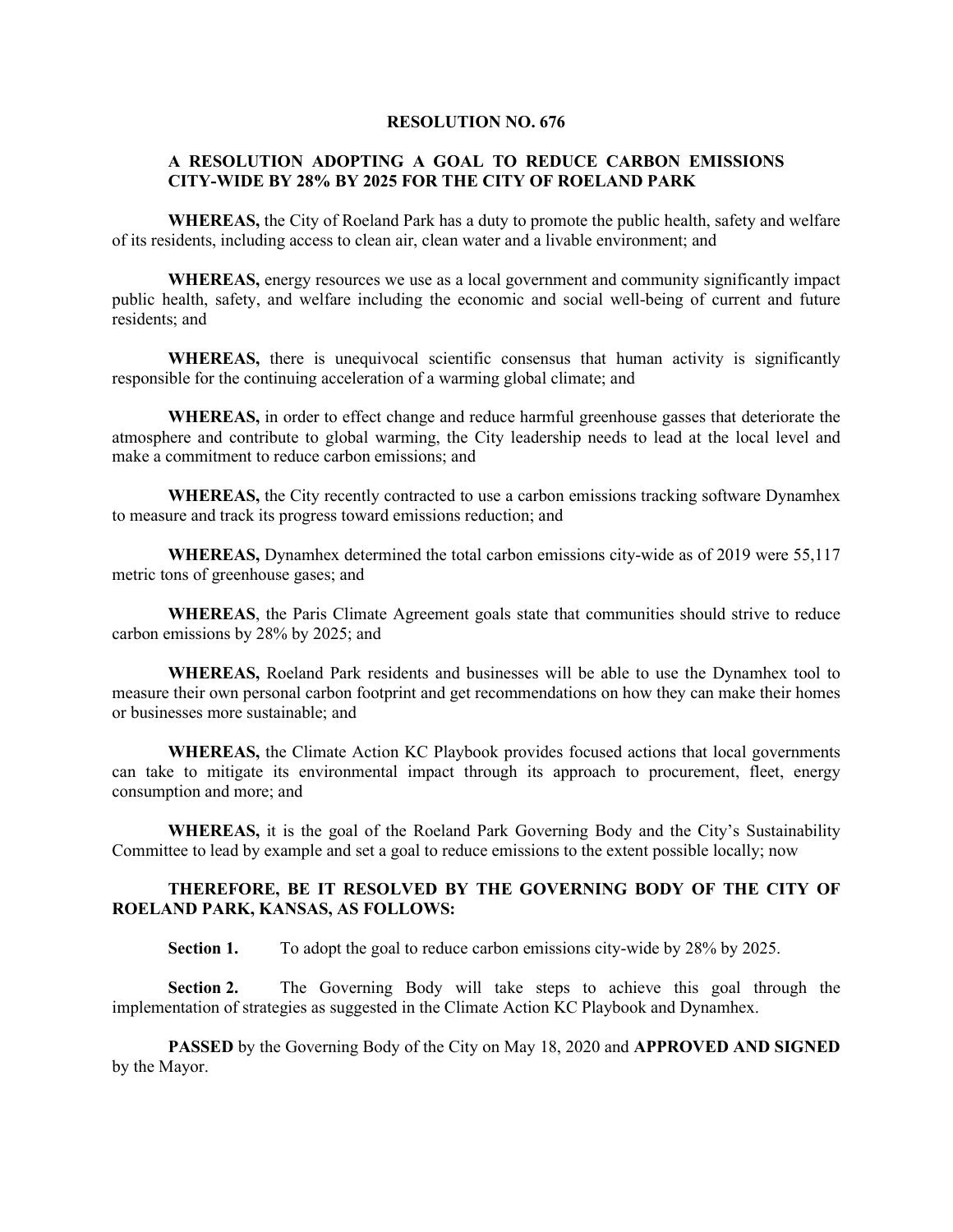# RESOLUTION NO. 676

## A RESOLUTION ADOPTING A GOAL TO REDUCE CARBON EMISSIONS CITY-WIDE BY 28% BY 2025 FOR THE CITY OF ROELAND PARK

**WHEREAS,** the City of Roeland Park has a duty to promote the public health, safety and welfare of its residents, including access to clean air, clean water and a livable environment; and

**WHEREAS,** energy resources we use as a local government and community significantly impact public health, safety, and welfare including the economic and social well-being of current and future residents; and

**WHEREAS,** there is unequivocal scientific consensus that human activity is significantly responsible for the continuing acceleration of a warming global climate; and

**WHEREAS,** in order to effect change and reduce harmful greenhouse gasses that deteriorate the atmosphere and contribute to global warming, the City leadership needs to lead at the local level and make a commitment to reduce carbon emissions; and

**WHEREAS,** the City recently contracted to use a carbon emissions tracking software Dynamhex to measure and track its progress toward emissions reduction; and

**WHEREAS,** Dynamhex determined the total carbon emissions city-wide as of 2019 were 55,117 metric tons of greenhouse gases; and

**WHEREAS**, the Paris Climate Agreement goals state that communities should strive to reduce carbon emissions by 28% by 2025; and

**WHEREAS,** Roeland Park residents and businesses will be able to use the Dynamhex tool to measure their own personal carbon footprint and get recommendations on how they can make their homes or businesses more sustainable; and

**WHEREAS,** the Climate Action KC Playbook provides focused actions that local governments can take to mitigate its environmental impact through its approach to procurement, fleet, energy consumption and more; and

**WHEREAS,** it is the goal of the Roeland Park Governing Body and the City's Sustainability Committee to lead by example and set a goal to reduce emissions to the extent possible locally; now

**THEREFORE, BE IT RESOLVED BY THE GOVERNING BODY OF THE CITY OF ROELAND PARK, KANSAS, AS FOLLOWS:**

**Section 1.** To adopt the goal to reduce carbon emissions city-wide by 28% by 2025.

**Section 2.** The Governing Body will take steps to achieve this goal through the implementation of strategies as suggested in the Climate Action KC Playbook and Dynamhex.

**PASSED** by the Governing Body of the City on May 18, 2020 and **APPROVED AND SIGNED** by the Mayor.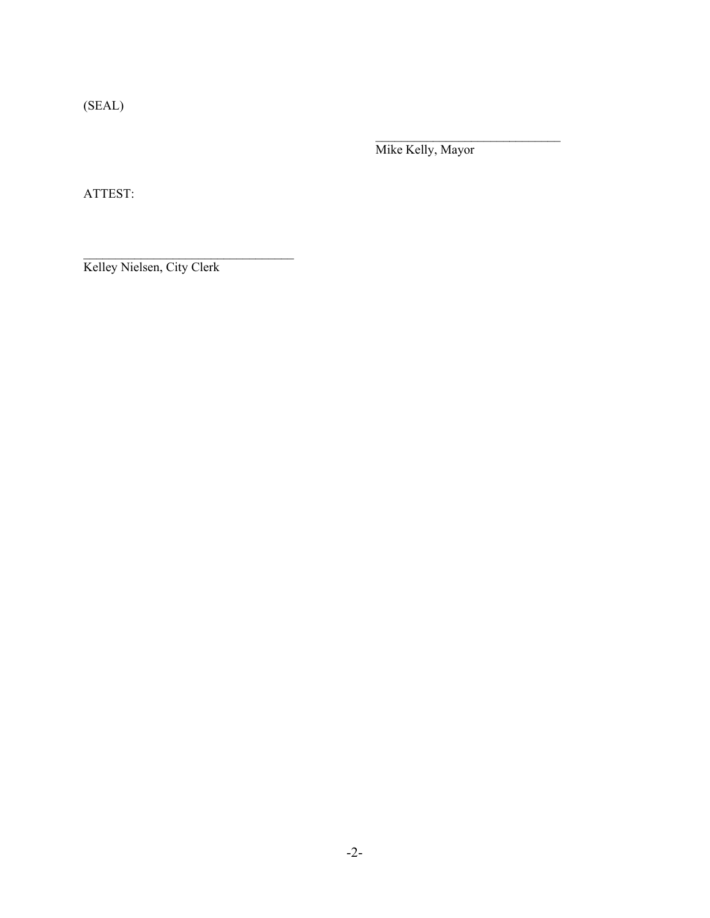(SEAL)

______________________________
Mike Kelly, Mayor

ATTEST:

___________________________________
Kelley Nielsen, City Clerk